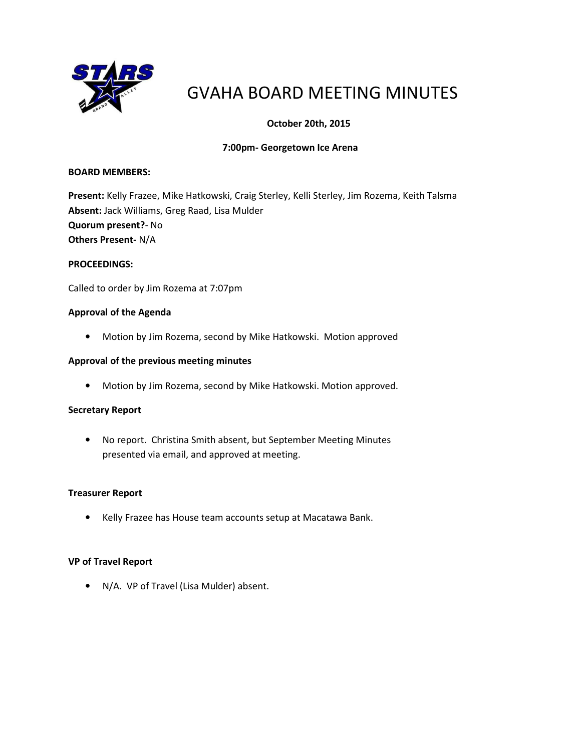# GVAHA BOARD MEETING MINUTES

**October 20th, 2015**

**7:00pm- Georgetown Ice Arena**

**BOARD MEMBERS:**

**Present:** Kelly Frazee, Mike Hatkowski, Craig Sterley, Kelli Sterley, Jim Rozema, Keith Talsma
**Absent:** Jack Williams, Greg Raad, Lisa Mulder
**Quorum present?**- No
**Others Present-** N/A

**PROCEEDINGS:**

Called to order by Jim Rozema at 7:07pm

**Approval of the Agenda**

- Motion by Jim Rozema, second by Mike Hatkowski. Motion approved

**Approval of the previous meeting minutes**

- Motion by Jim Rozema, second by Mike Hatkowski. Motion approved.

**Secretary Report**

- No report. Christina Smith absent, but September Meeting Minutes presented via email, and approved at meeting.

**Treasurer Report**

- Kelly Frazee has House team accounts setup at Macatawa Bank.

**VP of Travel Report**

- N/A. VP of Travel (Lisa Mulder) absent.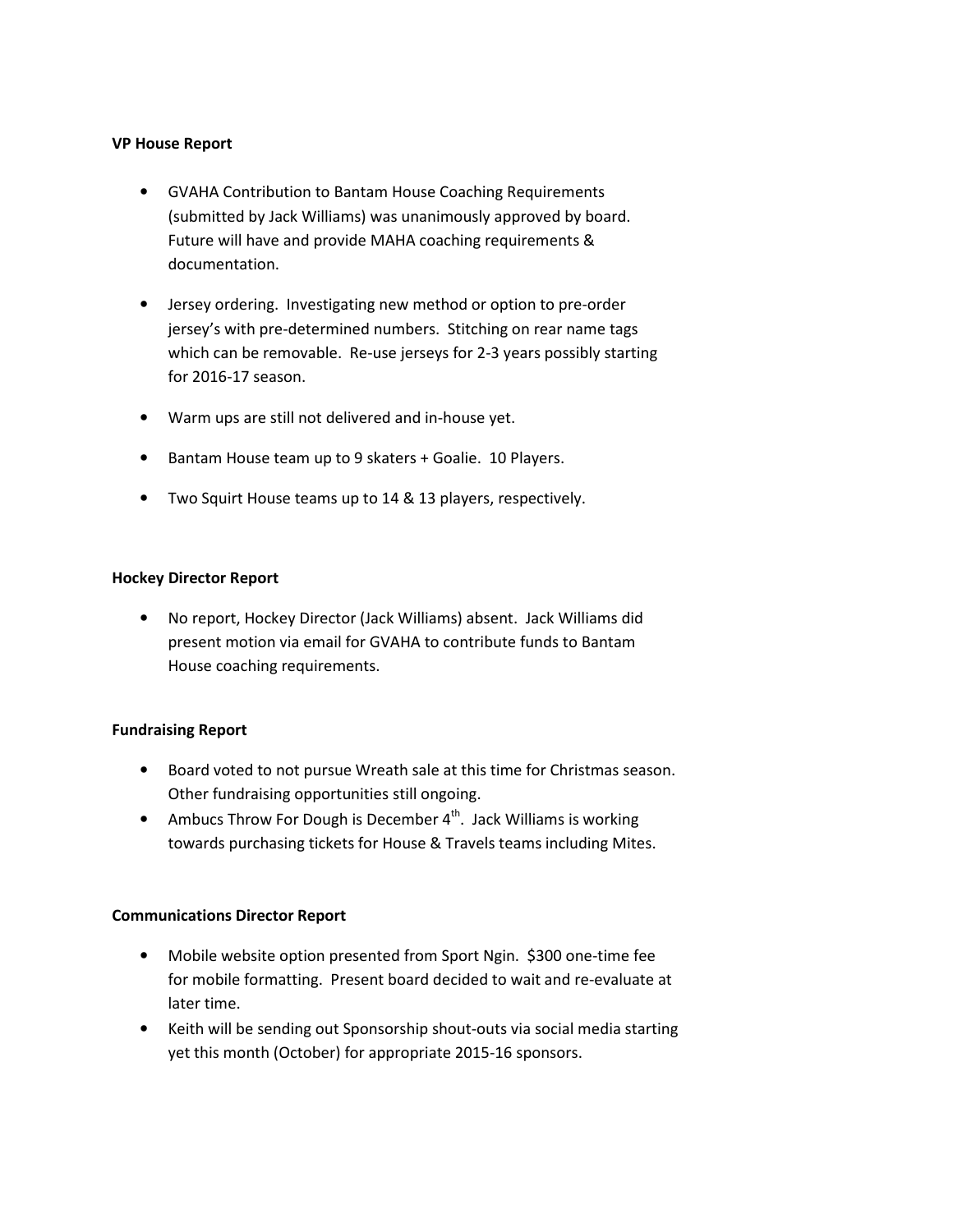**VP House Report**

- GVAHA Contribution to Bantam House Coaching Requirements (submitted by Jack Williams) was unanimously approved by board. Future will have and provide MAHA coaching requirements & documentation.

- Jersey ordering. Investigating new method or option to pre-order jersey's with pre-determined numbers. Stitching on rear name tags which can be removable. Re-use jerseys for 2-3 years possibly starting for 2016-17 season.

- Warm ups are still not delivered and in-house yet.

- Bantam House team up to 9 skaters + Goalie. 10 Players.

- Two Squirt House teams up to 14 & 13 players, respectively.

**Hockey Director Report**

- No report, Hockey Director (Jack Williams) absent. Jack Williams did present motion via email for GVAHA to contribute funds to Bantam House coaching requirements.

**Fundraising Report**

- Board voted to not pursue Wreath sale at this time for Christmas season. Other fundraising opportunities still ongoing.
- Ambucs Throw For Dough is December 4th. Jack Williams is working towards purchasing tickets for House & Travels teams including Mites.

**Communications Director Report**

- Mobile website option presented from Sport Ngin. $300 one-time fee for mobile formatting. Present board decided to wait and re-evaluate at later time.
- Keith will be sending out Sponsorship shout-outs via social media starting yet this month (October) for appropriate 2015-16 sponsors.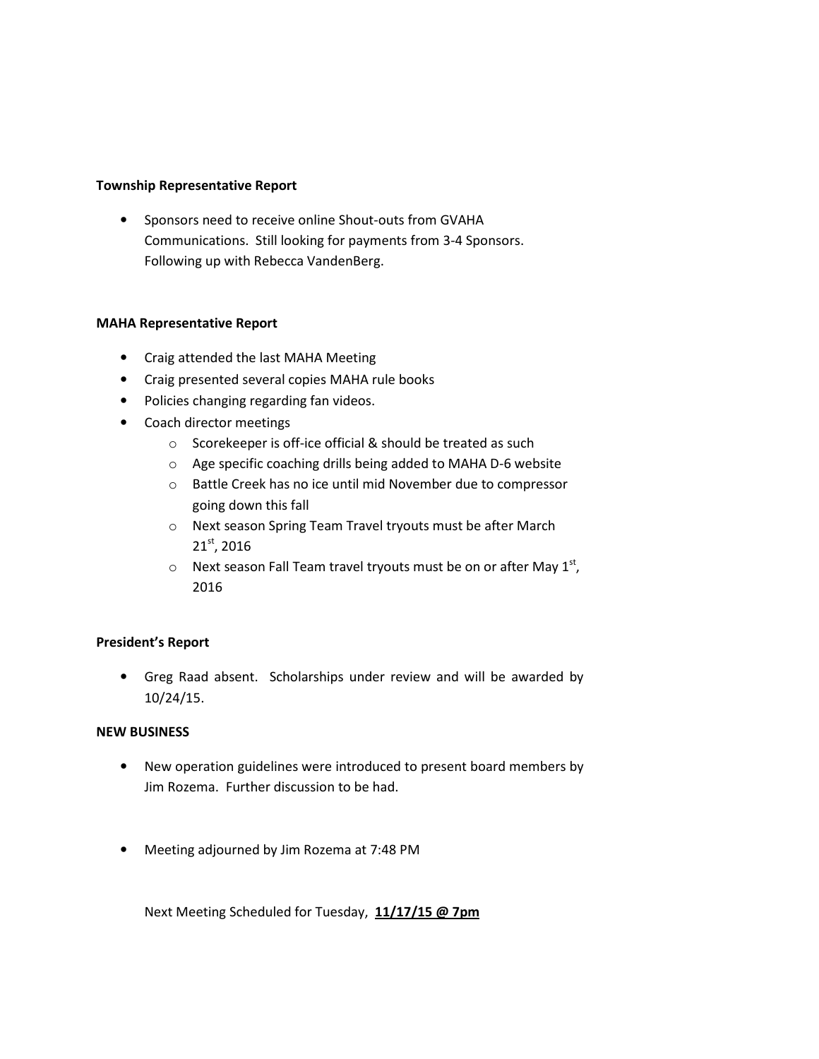**Township Representative Report**

- Sponsors need to receive online Shout-outs from GVAHA Communications. Still looking for payments from 3-4 Sponsors. Following up with Rebecca VandenBerg.

**MAHA Representative Report**

- Craig attended the last MAHA Meeting
- Craig presented several copies MAHA rule books
- Policies changing regarding fan videos.
- Coach director meetings
  - Scorekeeper is off-ice official & should be treated as such
  - Age specific coaching drills being added to MAHA D-6 website
  - Battle Creek has no ice until mid November due to compressor going down this fall
  - Next season Spring Team Travel tryouts must be after March 21st, 2016
  - Next season Fall Team travel tryouts must be on or after May 1st, 2016

**President's Report**

- Greg Raad absent. Scholarships under review and will be awarded by 10/24/15.

**NEW BUSINESS**

- New operation guidelines were introduced to present board members by Jim Rozema. Further discussion to be had.

- Meeting adjourned by Jim Rozema at 7:48 PM

Next Meeting Scheduled for Tuesday, **<u>11/17/15 @ 7pm</u>**